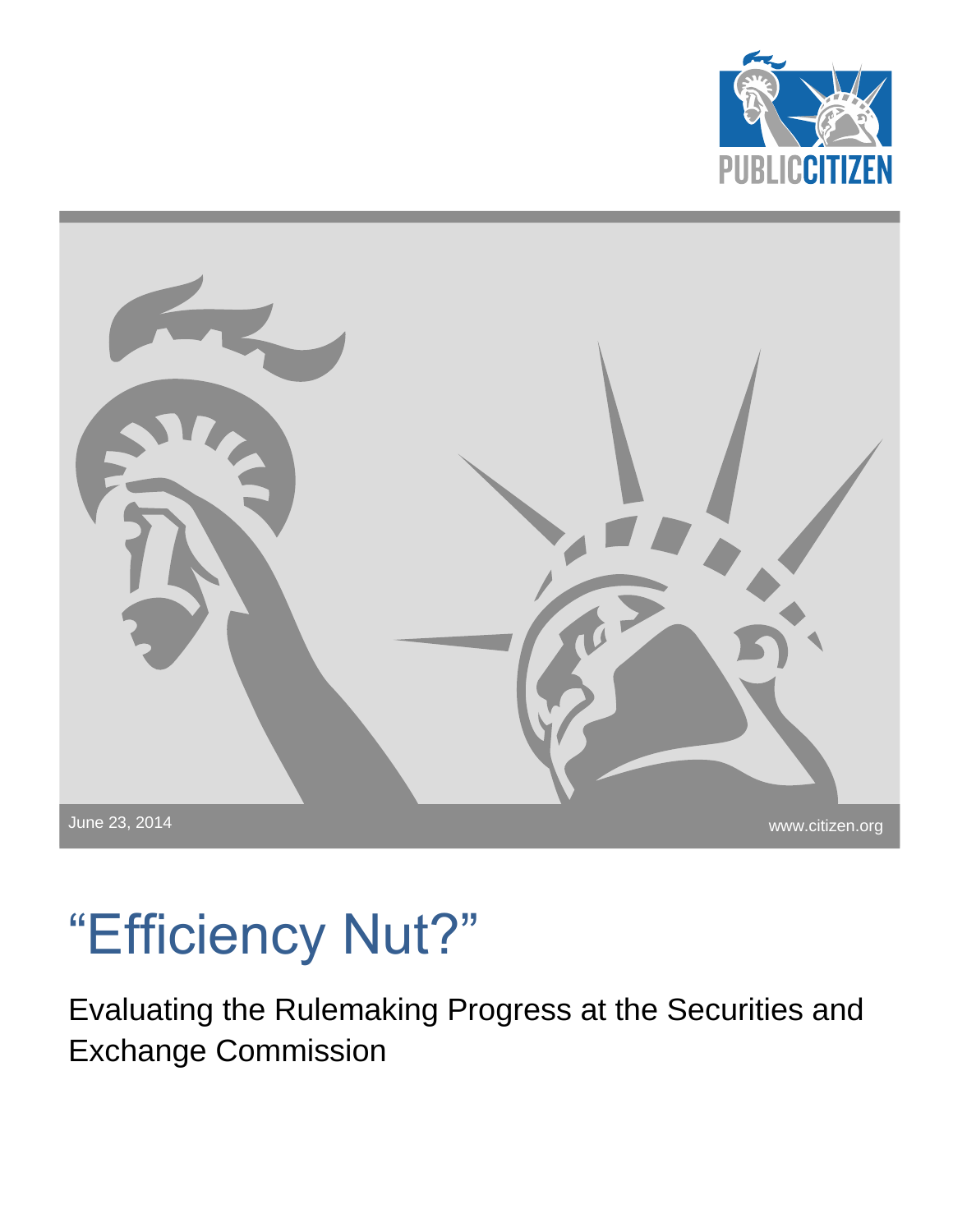PUBLIC CITIZEN

June 23, 2014

www.citizen.org

# "Efficiency Nut?"

## Evaluating the Rulemaking Progress at the Securities and Exchange Commission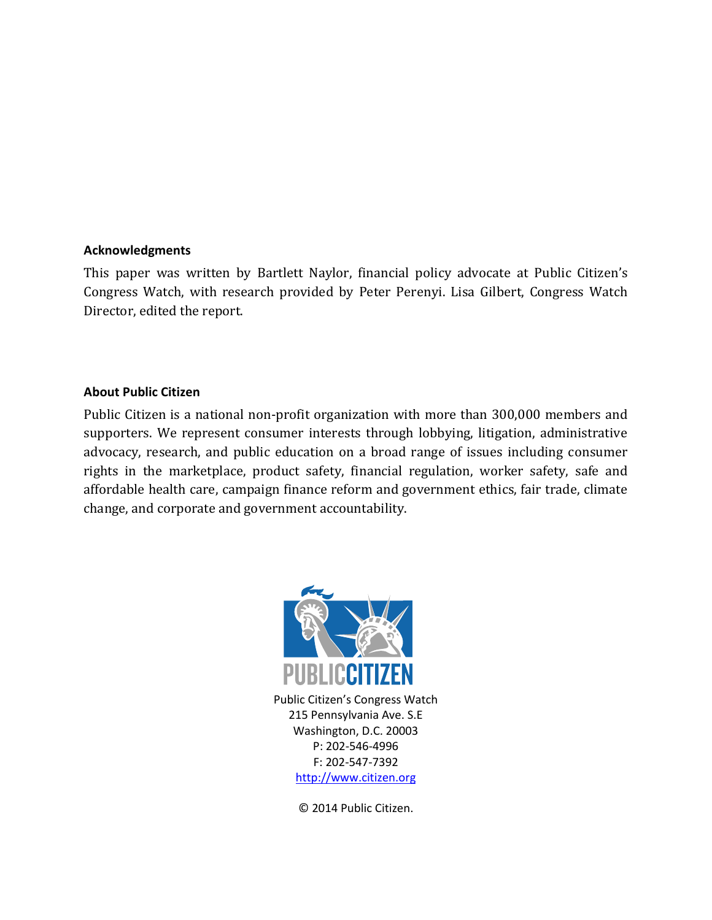**Acknowledgments**

This paper was written by Bartlett Naylor, financial policy advocate at Public Citizen's Congress Watch, with research provided by Peter Perenyi. Lisa Gilbert, Congress Watch Director, edited the report.

**About Public Citizen**

Public Citizen is a national non-profit organization with more than 300,000 members and supporters. We represent consumer interests through lobbying, litigation, administrative advocacy, research, and public education on a broad range of issues including consumer rights in the marketplace, product safety, financial regulation, worker safety, safe and affordable health care, campaign finance reform and government ethics, fair trade, climate change, and corporate and government accountability.

PUBLIC CITIZEN

Public Citizen's Congress Watch
215 Pennsylvania Ave. S.E
Washington, D.C. 20003
P: 202-546-4996
F: 202-547-7392
http://www.citizen.org

© 2014 Public Citizen.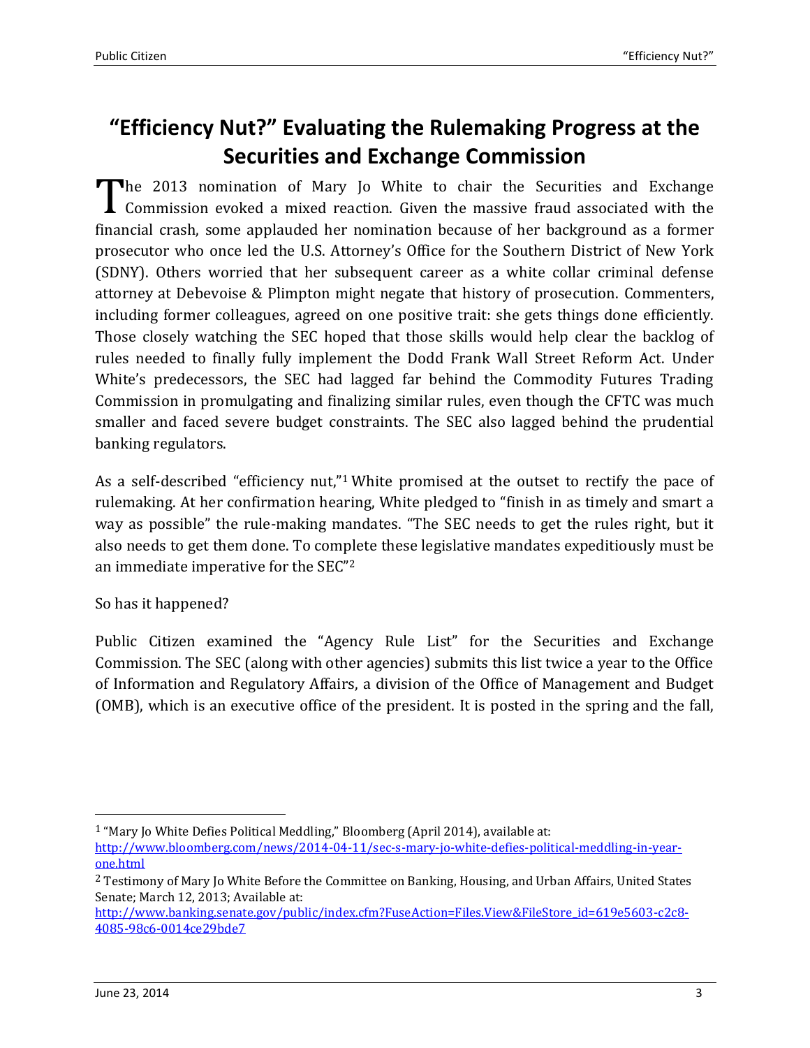# "Efficiency Nut?" Evaluating the Rulemaking Progress at the Securities and Exchange Commission

The 2013 nomination of Mary Jo White to chair the Securities and Exchange Commission evoked a mixed reaction. Given the massive fraud associated with the financial crash, some applauded her nomination because of her background as a former prosecutor who once led the U.S. Attorney's Office for the Southern District of New York (SDNY). Others worried that her subsequent career as a white collar criminal defense attorney at Debevoise & Plimpton might negate that history of prosecution. Commenters, including former colleagues, agreed on one positive trait: she gets things done efficiently. Those closely watching the SEC hoped that those skills would help clear the backlog of rules needed to finally fully implement the Dodd Frank Wall Street Reform Act. Under White's predecessors, the SEC had lagged far behind the Commodity Futures Trading Commission in promulgating and finalizing similar rules, even though the CFTC was much smaller and faced severe budget constraints. The SEC also lagged behind the prudential banking regulators.

As a self-described "efficiency nut,"[1] White promised at the outset to rectify the pace of rulemaking. At her confirmation hearing, White pledged to "finish in as timely and smart a way as possible" the rule-making mandates. "The SEC needs to get the rules right, but it also needs to get them done. To complete these legislative mandates expeditiously must be an immediate imperative for the SEC"[2]

So has it happened?

Public Citizen examined the "Agency Rule List" for the Securities and Exchange Commission. The SEC (along with other agencies) submits this list twice a year to the Office of Information and Regulatory Affairs, a division of the Office of Management and Budget (OMB), which is an executive office of the president. It is posted in the spring and the fall,

---

[1] "Mary Jo White Defies Political Meddling," Bloomberg (April 2014), available at: http://www.bloomberg.com/news/2014-04-11/sec-s-mary-jo-white-defies-political-meddling-in-year-one.html

[2] Testimony of Mary Jo White Before the Committee on Banking, Housing, and Urban Affairs, United States Senate; March 12, 2013; Available at: http://www.banking.senate.gov/public/index.cfm?FuseAction=Files.View&FileStore_id=619e5603-c2c8-4085-98c6-0014ce29bde7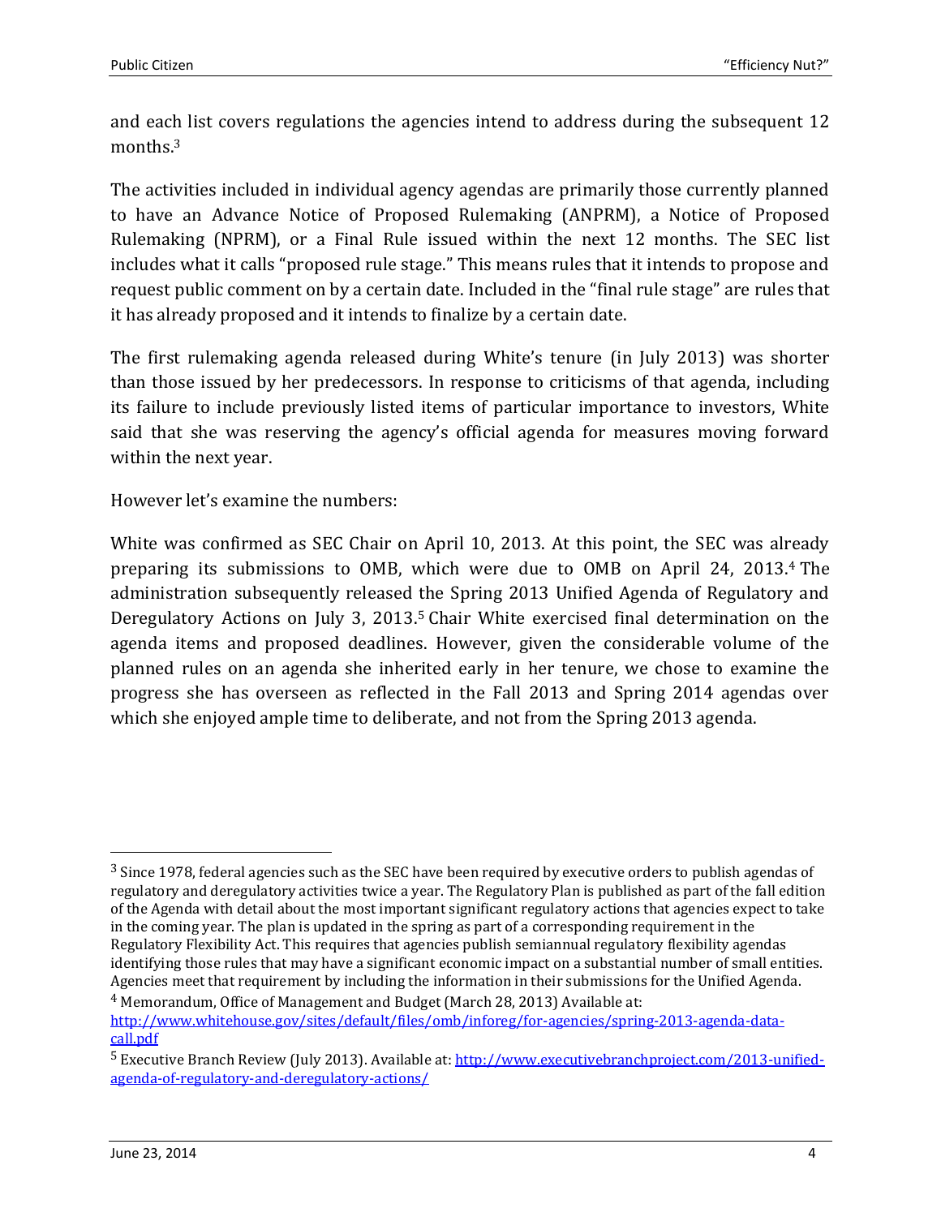and each list covers regulations the agencies intend to address during the subsequent 12 months.[3]

The activities included in individual agency agendas are primarily those currently planned to have an Advance Notice of Proposed Rulemaking (ANPRM), a Notice of Proposed Rulemaking (NPRM), or a Final Rule issued within the next 12 months. The SEC list includes what it calls "proposed rule stage." This means rules that it intends to propose and request public comment on by a certain date. Included in the "final rule stage" are rules that it has already proposed and it intends to finalize by a certain date.

The first rulemaking agenda released during White's tenure (in July 2013) was shorter than those issued by her predecessors. In response to criticisms of that agenda, including its failure to include previously listed items of particular importance to investors, White said that she was reserving the agency's official agenda for measures moving forward within the next year.

However let's examine the numbers:

White was confirmed as SEC Chair on April 10, 2013. At this point, the SEC was already preparing its submissions to OMB, which were due to OMB on April 24, 2013.[4] The administration subsequently released the Spring 2013 Unified Agenda of Regulatory and Deregulatory Actions on July 3, 2013.[5] Chair White exercised final determination on the agenda items and proposed deadlines. However, given the considerable volume of the planned rules on an agenda she inherited early in her tenure, we chose to examine the progress she has overseen as reflected in the Fall 2013 and Spring 2014 agendas over which she enjoyed ample time to deliberate, and not from the Spring 2013 agenda.

---

[3] Since 1978, federal agencies such as the SEC have been required by executive orders to publish agendas of regulatory and deregulatory activities twice a year. The Regulatory Plan is published as part of the fall edition of the Agenda with detail about the most important significant regulatory actions that agencies expect to take in the coming year. The plan is updated in the spring as part of a corresponding requirement in the Regulatory Flexibility Act. This requires that agencies publish semiannual regulatory flexibility agendas identifying those rules that may have a significant economic impact on a substantial number of small entities. Agencies meet that requirement by including the information in their submissions for the Unified Agenda.

[4] Memorandum, Office of Management and Budget (March 28, 2013) Available at: http://www.whitehouse.gov/sites/default/files/omb/inforeg/for-agencies/spring-2013-agenda-data-call.pdf

[5] Executive Branch Review (July 2013). Available at: http://www.executivebranchproject.com/2013-unified-agenda-of-regulatory-and-deregulatory-actions/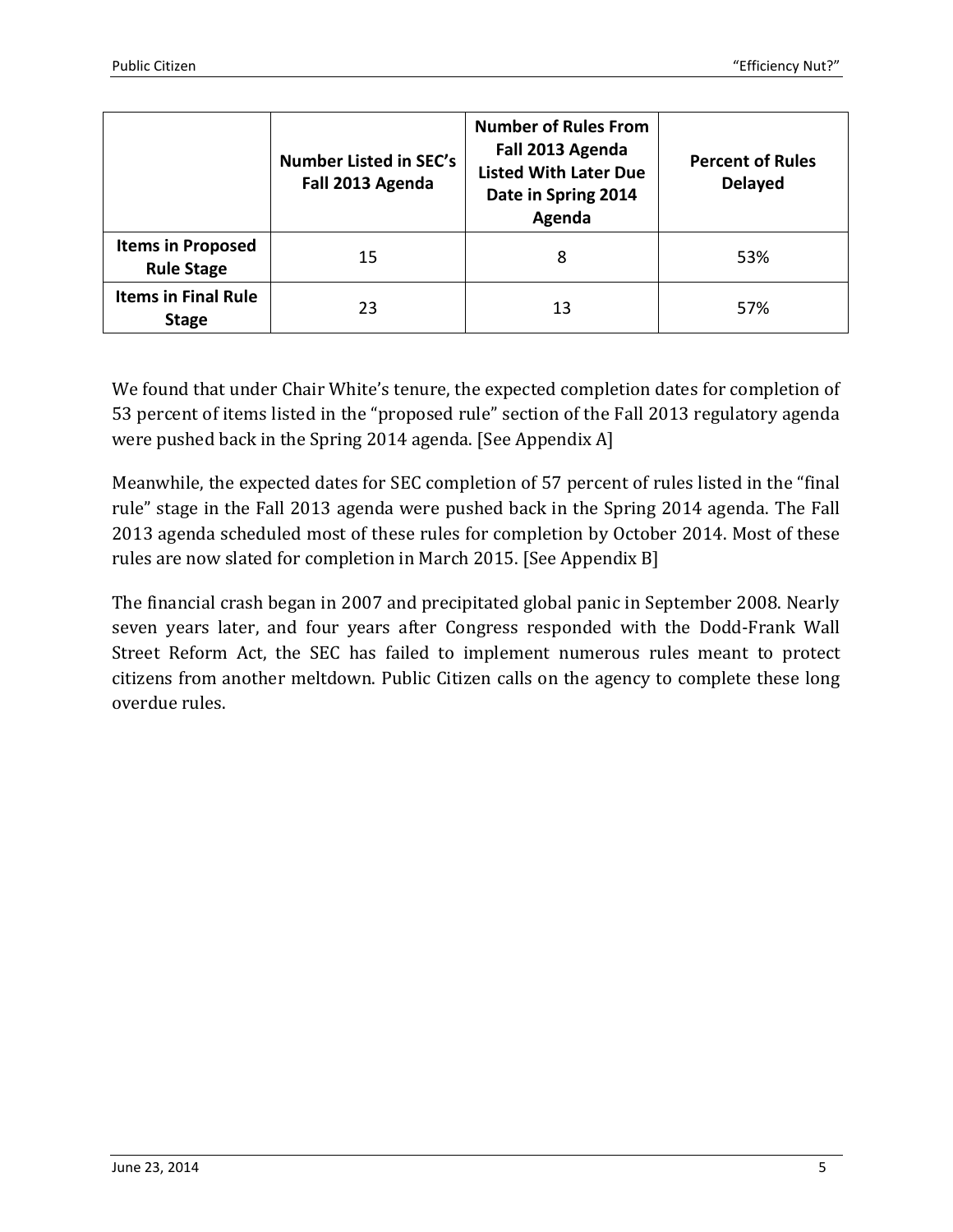| | Number Listed in SEC's Fall 2013 Agenda | Number of Rules From Fall 2013 Agenda Listed With Later Due Date in Spring 2014 Agenda | Percent of Rules Delayed |
|---|---|---|---|
| **Items in Proposed Rule Stage** | 15 | 8 | 53% |
| **Items in Final Rule Stage** | 23 | 13 | 57% |

We found that under Chair White's tenure, the expected completion dates for completion of 53 percent of items listed in the "proposed rule" section of the Fall 2013 regulatory agenda were pushed back in the Spring 2014 agenda. [See Appendix A]

Meanwhile, the expected dates for SEC completion of 57 percent of rules listed in the "final rule" stage in the Fall 2013 agenda were pushed back in the Spring 2014 agenda. The Fall 2013 agenda scheduled most of these rules for completion by October 2014. Most of these rules are now slated for completion in March 2015. [See Appendix B]

The financial crash began in 2007 and precipitated global panic in September 2008. Nearly seven years later, and four years after Congress responded with the Dodd-Frank Wall Street Reform Act, the SEC has failed to implement numerous rules meant to protect citizens from another meltdown. Public Citizen calls on the agency to complete these long overdue rules.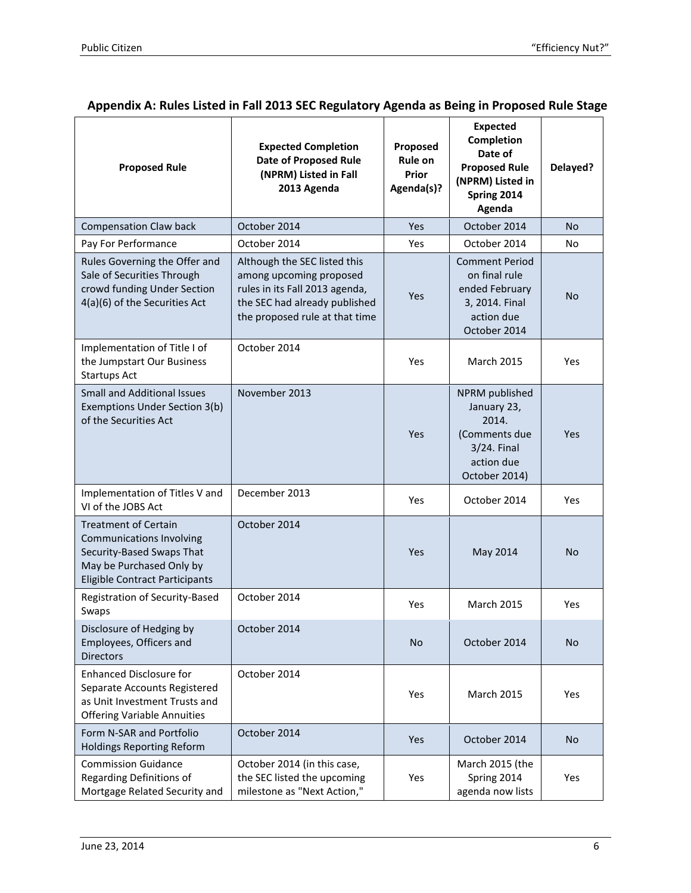## Appendix A: Rules Listed in Fall 2013 SEC Regulatory Agenda as Being in Proposed Rule Stage

| Proposed Rule | Expected Completion Date of Proposed Rule (NPRM) Listed in Fall 2013 Agenda | Proposed Rule on Prior Agenda(s)? | Expected Completion Date of Proposed Rule (NPRM) Listed in Spring 2014 Agenda | Delayed? |
|---|---|---|---|---|
| Compensation Claw back | October 2014 | Yes | October 2014 | No |
| Pay For Performance | October 2014 | Yes | October 2014 | No |
| Rules Governing the Offer and Sale of Securities Through crowd funding Under Section 4(a)(6) of the Securities Act | Although the SEC listed this among upcoming proposed rules in its Fall 2013 agenda, the SEC had already published the proposed rule at that time | Yes | Comment Period on final rule ended February 3, 2014. Final action due October 2014 | No |
| Implementation of Title I of the Jumpstart Our Business Startups Act | October 2014 | Yes | March 2015 | Yes |
| Small and Additional Issues Exemptions Under Section 3(b) of the Securities Act | November 2013 | Yes | NPRM published January 23, 2014. (Comments due 3/24. Final action due October 2014) | Yes |
| Implementation of Titles V and VI of the JOBS Act | December 2013 | Yes | October 2014 | Yes |
| Treatment of Certain Communications Involving Security-Based Swaps That May be Purchased Only by Eligible Contract Participants | October 2014 | Yes | May 2014 | No |
| Registration of Security-Based Swaps | October 2014 | Yes | March 2015 | Yes |
| Disclosure of Hedging by Employees, Officers and Directors | October 2014 | No | October 2014 | No |
| Enhanced Disclosure for Separate Accounts Registered as Unit Investment Trusts and Offering Variable Annuities | October 2014 | Yes | March 2015 | Yes |
| Form N-SAR and Portfolio Holdings Reporting Reform | October 2014 | Yes | October 2014 | No |
| Commission Guidance Regarding Definitions of Mortgage Related Security and | October 2014 (in this case, the SEC listed the upcoming milestone as "Next Action," | Yes | March 2015 (the Spring 2014 agenda now lists | Yes |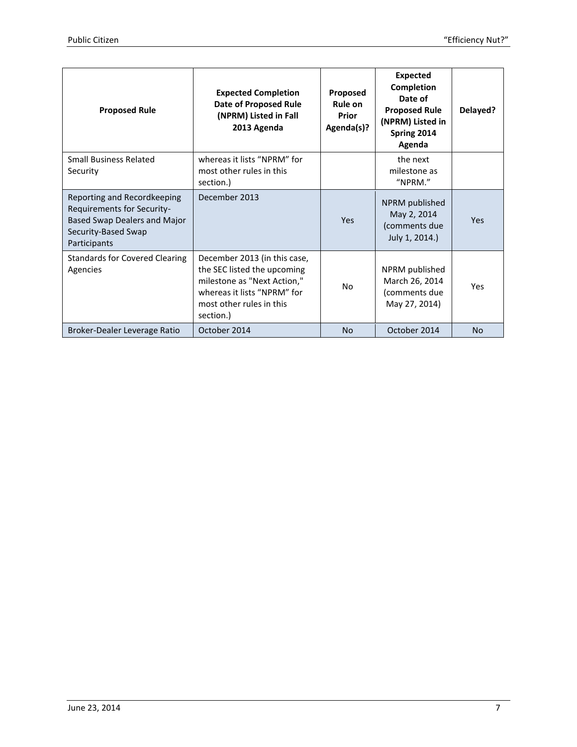| Proposed Rule | Expected Completion Date of Proposed Rule (NPRM) Listed in Fall 2013 Agenda | Proposed Rule on Prior Agenda(s)? | Expected Completion Date of Proposed Rule (NPRM) Listed in Spring 2014 Agenda | Delayed? |
|---|---|---|---|---|
| Small Business Related Security | whereas it lists "NPRM" for most other rules in this section.) | | the next milestone as "NPRM." | |
| Reporting and Recordkeeping Requirements for Security-Based Swap Dealers and Major Security-Based Swap Participants | December 2013 | Yes | NPRM published May 2, 2014 (comments due July 1, 2014.) | Yes |
| Standards for Covered Clearing Agencies | December 2013 (in this case, the SEC listed the upcoming milestone as "Next Action," whereas it lists "NPRM" for most other rules in this section.) | No | NPRM published March 26, 2014 (comments due May 27, 2014) | Yes |
| Broker-Dealer Leverage Ratio | October 2014 | No | October 2014 | No |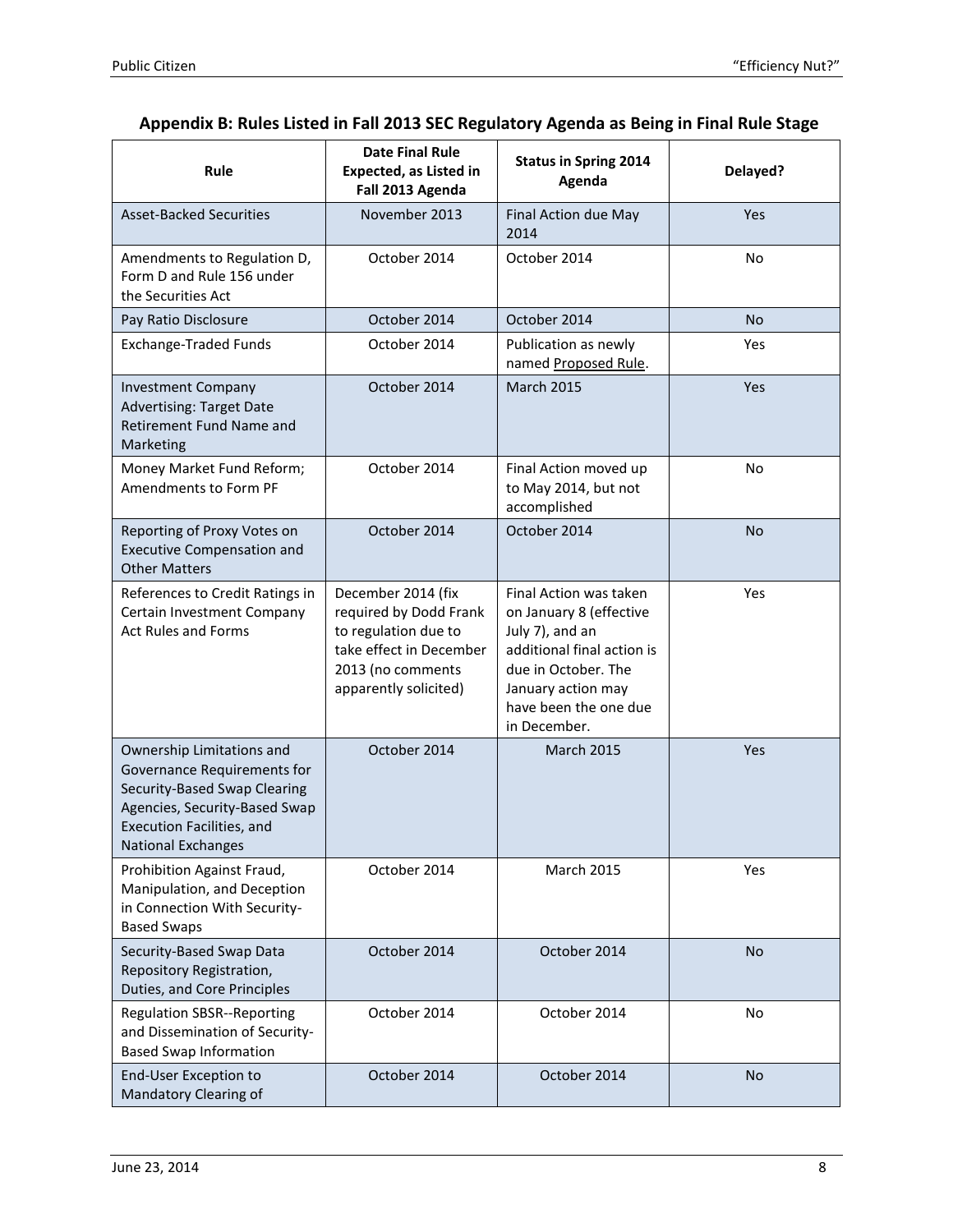## Appendix B: Rules Listed in Fall 2013 SEC Regulatory Agenda as Being in Final Rule Stage

| Rule | Date Final Rule Expected, as Listed in Fall 2013 Agenda | Status in Spring 2014 Agenda | Delayed? |
|---|---|---|---|
| Asset-Backed Securities | November 2013 | Final Action due May 2014 | Yes |
| Amendments to Regulation D, Form D and Rule 156 under the Securities Act | October 2014 | October 2014 | No |
| Pay Ratio Disclosure | October 2014 | October 2014 | No |
| Exchange-Traded Funds | October 2014 | Publication as newly named Proposed Rule. | Yes |
| Investment Company Advertising: Target Date Retirement Fund Name and Marketing | October 2014 | March 2015 | Yes |
| Money Market Fund Reform; Amendments to Form PF | October 2014 | Final Action moved up to May 2014, but not accomplished | No |
| Reporting of Proxy Votes on Executive Compensation and Other Matters | October 2014 | October 2014 | No |
| References to Credit Ratings in Certain Investment Company Act Rules and Forms | December 2014 (fix required by Dodd Frank to regulation due to take effect in December 2013 (no comments apparently solicited) | Final Action was taken on January 8 (effective July 7), and an additional final action is due in October. The January action may have been the one due in December. | Yes |
| Ownership Limitations and Governance Requirements for Security-Based Swap Clearing Agencies, Security-Based Swap Execution Facilities, and National Exchanges | October 2014 | March 2015 | Yes |
| Prohibition Against Fraud, Manipulation, and Deception in Connection With Security-Based Swaps | October 2014 | March 2015 | Yes |
| Security-Based Swap Data Repository Registration, Duties, and Core Principles | October 2014 | October 2014 | No |
| Regulation SBSR--Reporting and Dissemination of Security-Based Swap Information | October 2014 | October 2014 | No |
| End-User Exception to Mandatory Clearing of | October 2014 | October 2014 | No |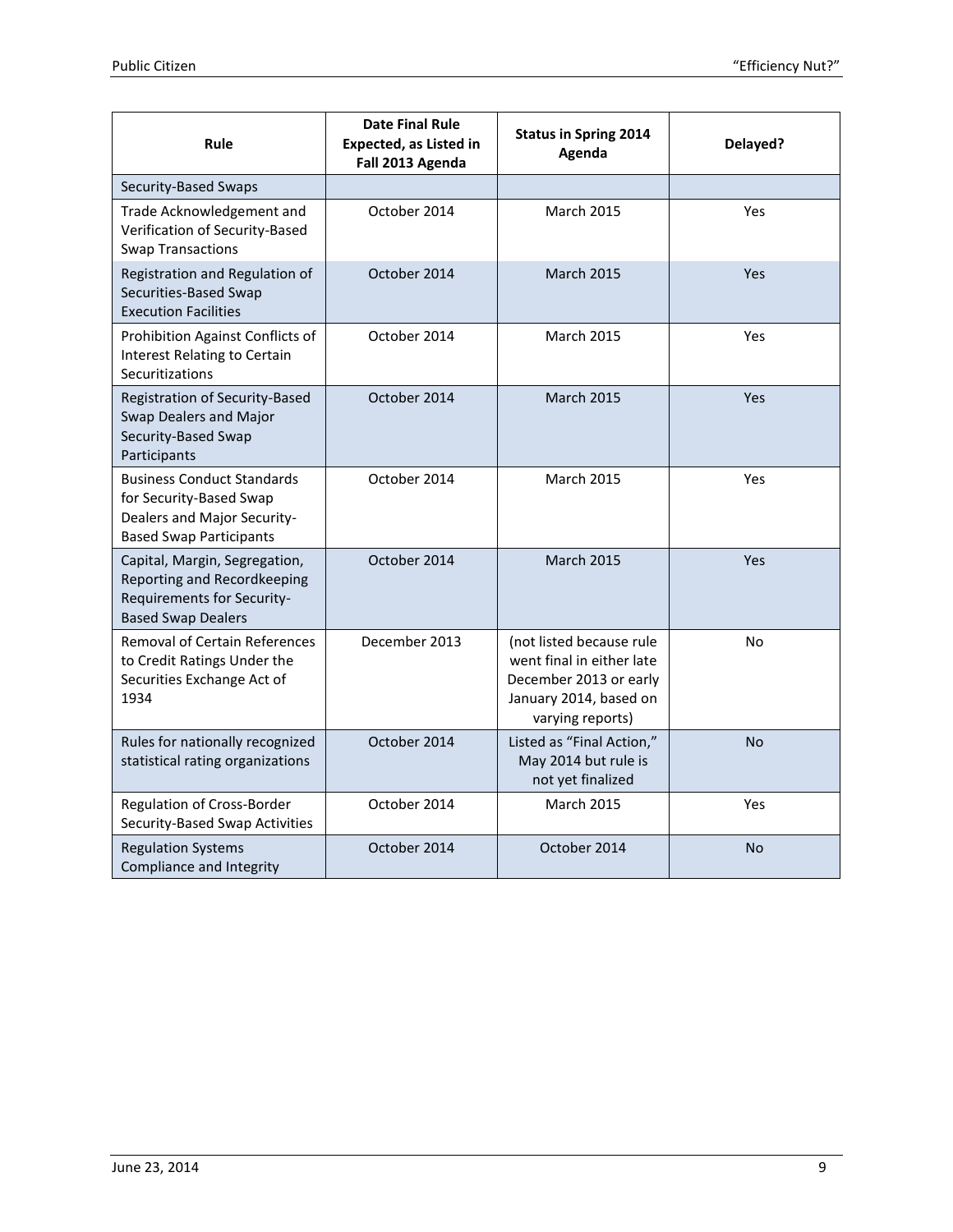| Rule | Date Final Rule Expected, as Listed in Fall 2013 Agenda | Status in Spring 2014 Agenda | Delayed? |
|---|---|---|---|
| Security-Based Swaps | | | |
| Trade Acknowledgement and Verification of Security-Based Swap Transactions | October 2014 | March 2015 | Yes |
| Registration and Regulation of Securities-Based Swap Execution Facilities | October 2014 | March 2015 | Yes |
| Prohibition Against Conflicts of Interest Relating to Certain Securitizations | October 2014 | March 2015 | Yes |
| Registration of Security-Based Swap Dealers and Major Security-Based Swap Participants | October 2014 | March 2015 | Yes |
| Business Conduct Standards for Security-Based Swap Dealers and Major Security-Based Swap Participants | October 2014 | March 2015 | Yes |
| Capital, Margin, Segregation, Reporting and Recordkeeping Requirements for Security-Based Swap Dealers | October 2014 | March 2015 | Yes |
| Removal of Certain References to Credit Ratings Under the Securities Exchange Act of 1934 | December 2013 | (not listed because rule went final in either late December 2013 or early January 2014, based on varying reports) | No |
| Rules for nationally recognized statistical rating organizations | October 2014 | Listed as "Final Action," May 2014 but rule is not yet finalized | No |
| Regulation of Cross-Border Security-Based Swap Activities | October 2014 | March 2015 | Yes |
| Regulation Systems Compliance and Integrity | October 2014 | October 2014 | No |